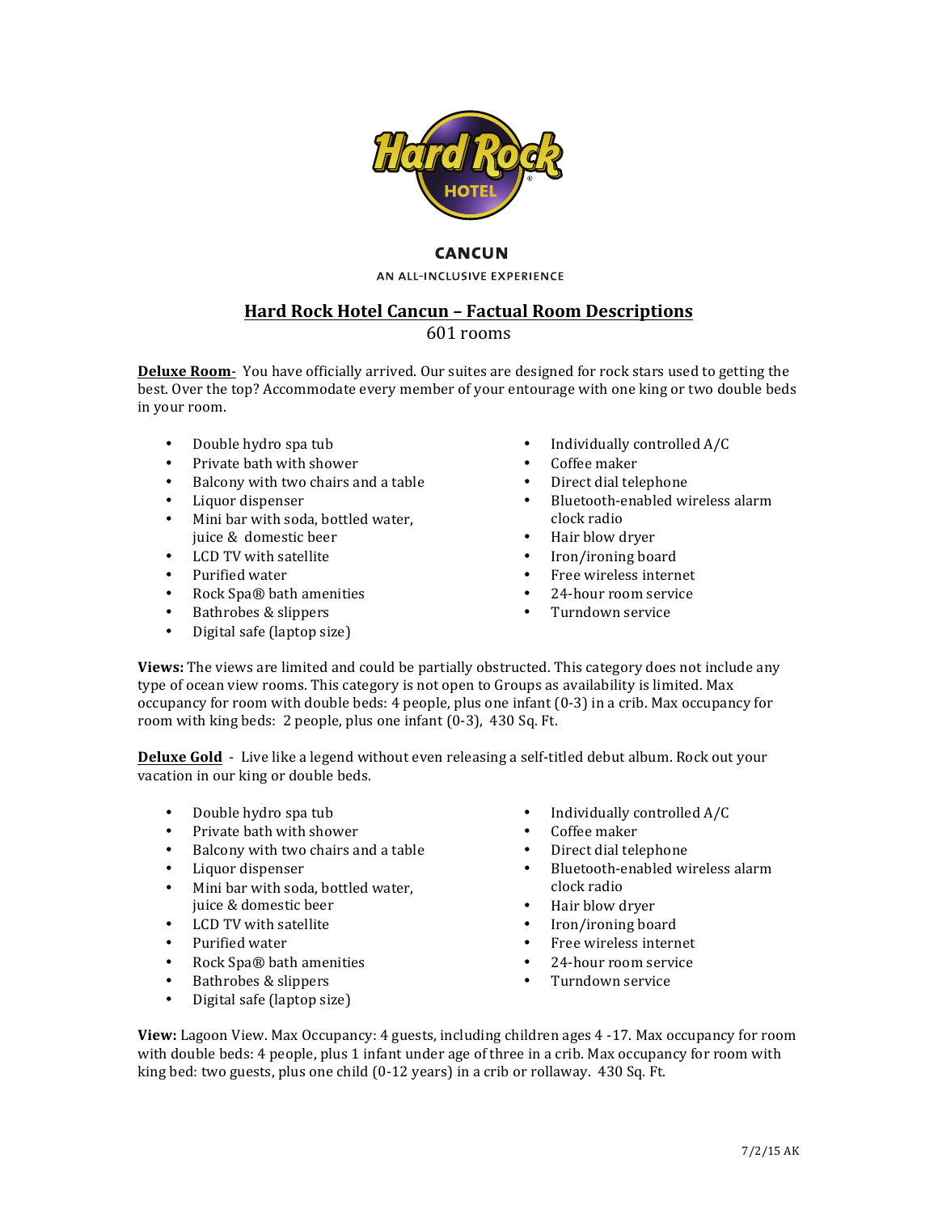CANCUN

AN ALL-INCLUSIVE EXPERIENCE

# Hard Rock Hotel Cancun – Factual Room Descriptions

601 rooms

**Deluxe Room**- You have officially arrived. Our suites are designed for rock stars used to getting the best. Over the top? Accommodate every member of your entourage with one king or two double beds in your room.

- Double hydro spa tub
- Private bath with shower
- Balcony with two chairs and a table
- Liquor dispenser
- Mini bar with soda, bottled water, juice & domestic beer
- LCD TV with satellite
- Purified water
- Rock Spa® bath amenities
- Bathrobes & slippers
- Digital safe (laptop size)
- Individually controlled A/C
- Coffee maker
- Direct dial telephone
- Bluetooth-enabled wireless alarm clock radio
- Hair blow dryer
- Iron/ironing board
- Free wireless internet
- 24-hour room service
- Turndown service

**Views:** The views are limited and could be partially obstructed. This category does not include any type of ocean view rooms. This category is not open to Groups as availability is limited. Max occupancy for room with double beds: 4 people, plus one infant (0-3) in a crib. Max occupancy for room with king beds: 2 people, plus one infant (0-3), 430 Sq. Ft.

**Deluxe Gold** - Live like a legend without even releasing a self-titled debut album. Rock out your vacation in our king or double beds.

- Double hydro spa tub
- Private bath with shower
- Balcony with two chairs and a table
- Liquor dispenser
- Mini bar with soda, bottled water, juice & domestic beer
- LCD TV with satellite
- Purified water
- Rock Spa® bath amenities
- Bathrobes & slippers
- Digital safe (laptop size)
- Individually controlled A/C
- Coffee maker
- Direct dial telephone
- Bluetooth-enabled wireless alarm clock radio
- Hair blow dryer
- Iron/ironing board
- Free wireless internet
- 24-hour room service
- Turndown service

**View:** Lagoon View. Max Occupancy: 4 guests, including children ages 4 -17. Max occupancy for room with double beds: 4 people, plus 1 infant under age of three in a crib. Max occupancy for room with king bed: two guests, plus one child (0-12 years) in a crib or rollaway. 430 Sq. Ft.

7/2/15 AK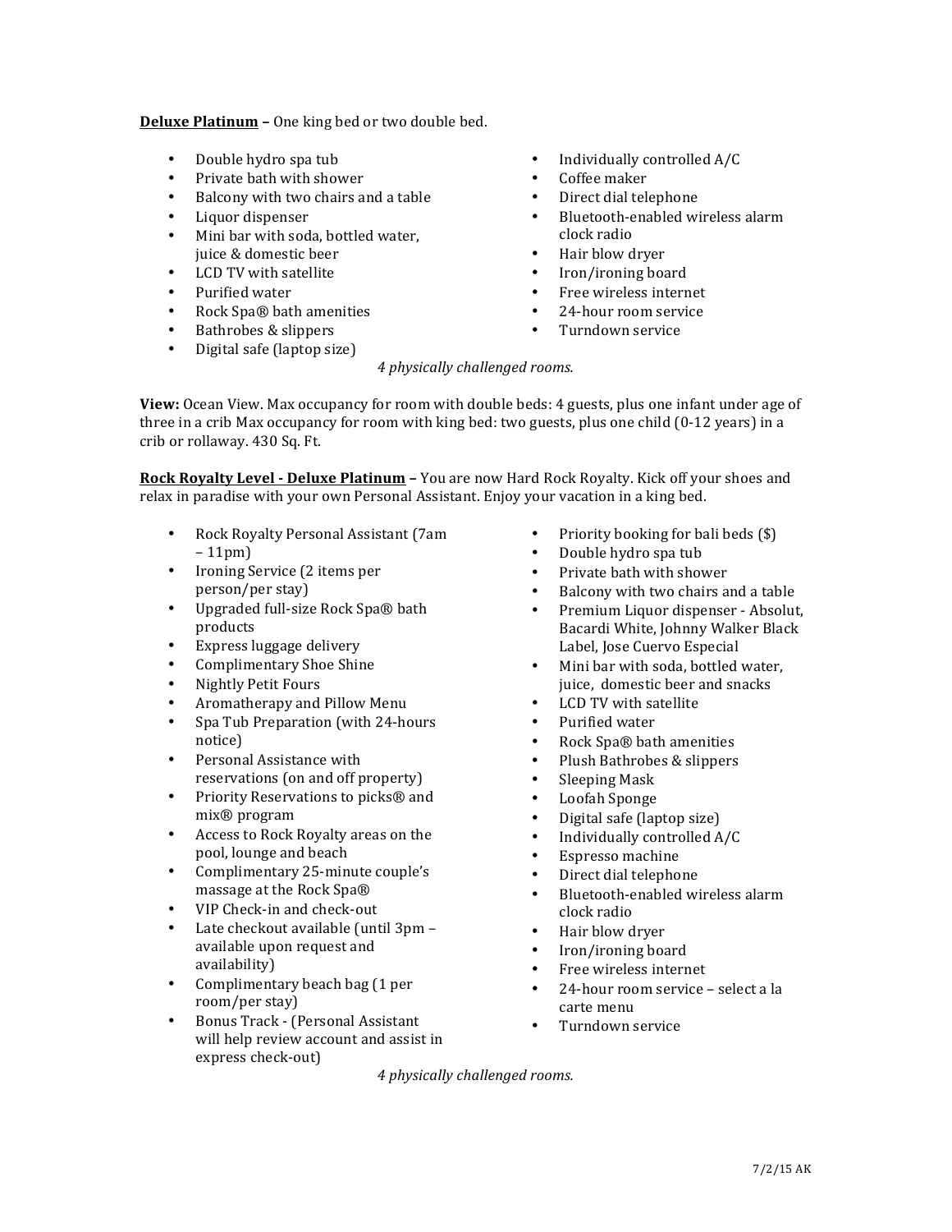**Deluxe Platinum –** One king bed or two double bed.

- Double hydro spa tub
- Private bath with shower
- Balcony with two chairs and a table
- Liquor dispenser
- Mini bar with soda, bottled water, juice & domestic beer
- LCD TV with satellite
- Purified water
- Rock Spa® bath amenities
- Bathrobes & slippers
- Digital safe (laptop size)
- Individually controlled A/C
- Coffee maker
- Direct dial telephone
- Bluetooth-enabled wireless alarm clock radio
- Hair blow dryer
- Iron/ironing board
- Free wireless internet
- 24-hour room service
- Turndown service

*4 physically challenged rooms.*

**View:** Ocean View. Max occupancy for room with double beds: 4 guests, plus one infant under age of three in a crib Max occupancy for room with king bed: two guests, plus one child (0-12 years) in a crib or rollaway. 430 Sq. Ft.

**Rock Royalty Level - Deluxe Platinum –** You are now Hard Rock Royalty. Kick off your shoes and relax in paradise with your own Personal Assistant. Enjoy your vacation in a king bed.

- Rock Royalty Personal Assistant (7am – 11pm)
- Ironing Service (2 items per person/per stay)
- Upgraded full-size Rock Spa® bath products
- Express luggage delivery
- Complimentary Shoe Shine
- Nightly Petit Fours
- Aromatherapy and Pillow Menu
- Spa Tub Preparation (with 24-hours notice)
- Personal Assistance with reservations (on and off property)
- Priority Reservations to picks® and mix® program
- Access to Rock Royalty areas on the pool, lounge and beach
- Complimentary 25-minute couple's massage at the Rock Spa®
- VIP Check-in and check-out
- Late checkout available (until 3pm – available upon request and availability)
- Complimentary beach bag (1 per room/per stay)
- Bonus Track - (Personal Assistant will help review account and assist in express check-out)
- Priority booking for bali beds ($)
- Double hydro spa tub
- Private bath with shower
- Balcony with two chairs and a table
- Premium Liquor dispenser - Absolut, Bacardi White, Johnny Walker Black Label, Jose Cuervo Especial
- Mini bar with soda, bottled water, juice, domestic beer and snacks
- LCD TV with satellite
- Purified water
- Rock Spa® bath amenities
- Plush Bathrobes & slippers
- Sleeping Mask
- Loofah Sponge
- Digital safe (laptop size)
- Individually controlled A/C
- Espresso machine
- Direct dial telephone
- Bluetooth-enabled wireless alarm clock radio
- Hair blow dryer
- Iron/ironing board
- Free wireless internet
- 24-hour room service – select a la carte menu
- Turndown service

*4 physically challenged rooms.*

7/2/15 AK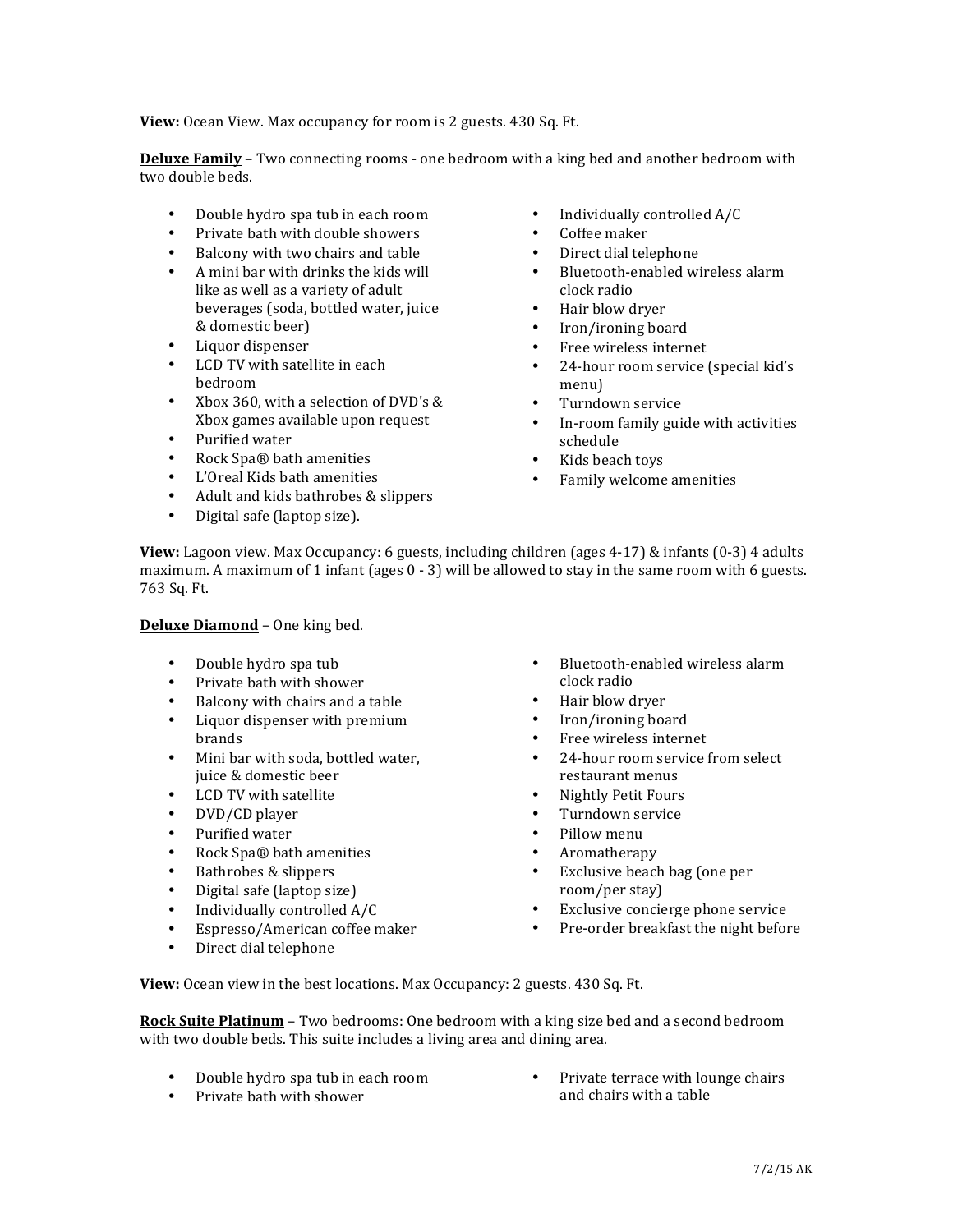**View:** Ocean View. Max occupancy for room is 2 guests. 430 Sq. Ft.

**Deluxe Family** – Two connecting rooms - one bedroom with a king bed and another bedroom with two double beds.

- Double hydro spa tub in each room
- Private bath with double showers
- Balcony with two chairs and table
- A mini bar with drinks the kids will like as well as a variety of adult beverages (soda, bottled water, juice & domestic beer)
- Liquor dispenser
- LCD TV with satellite in each bedroom
- Xbox 360, with a selection of DVD's & Xbox games available upon request
- Purified water
- Rock Spa® bath amenities
- L'Oreal Kids bath amenities
- Adult and kids bathrobes & slippers
- Digital safe (laptop size).
- Individually controlled A/C
- Coffee maker
- Direct dial telephone
- Bluetooth-enabled wireless alarm clock radio
- Hair blow dryer
- Iron/ironing board
- Free wireless internet
- 24-hour room service (special kid's menu)
- Turndown service
- In-room family guide with activities schedule
- Kids beach toys
- Family welcome amenities

**View:** Lagoon view. Max Occupancy: 6 guests, including children (ages 4-17) & infants (0-3) 4 adults maximum. A maximum of 1 infant (ages 0 - 3) will be allowed to stay in the same room with 6 guests. 763 Sq. Ft.

**Deluxe Diamond** – One king bed.

- Double hydro spa tub
- Private bath with shower
- Balcony with chairs and a table
- Liquor dispenser with premium brands
- Mini bar with soda, bottled water, juice & domestic beer
- LCD TV with satellite
- DVD/CD player
- Purified water
- Rock Spa® bath amenities
- Bathrobes & slippers
- Digital safe (laptop size)
- Individually controlled A/C
- Espresso/American coffee maker
- Direct dial telephone
- Bluetooth-enabled wireless alarm clock radio
- Hair blow dryer
- Iron/ironing board
- Free wireless internet
- 24-hour room service from select restaurant menus
- Nightly Petit Fours
- Turndown service
- Pillow menu
- Aromatherapy
- Exclusive beach bag (one per room/per stay)
- Exclusive concierge phone service
- Pre-order breakfast the night before

**View:** Ocean view in the best locations. Max Occupancy: 2 guests. 430 Sq. Ft.

**Rock Suite Platinum** – Two bedrooms: One bedroom with a king size bed and a second bedroom with two double beds. This suite includes a living area and dining area.

- Double hydro spa tub in each room
- Private bath with shower
- Private terrace with lounge chairs and chairs with a table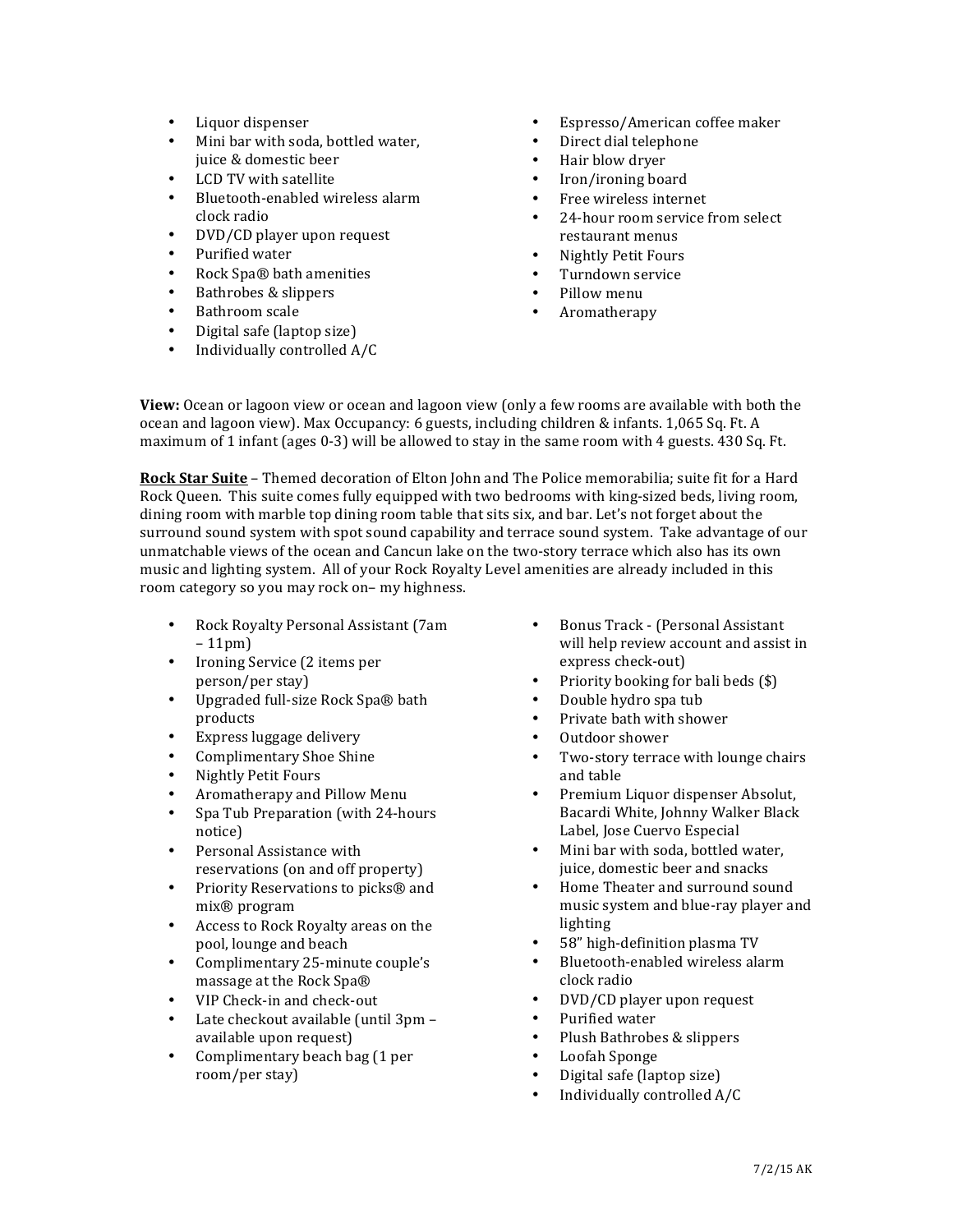- Liquor dispenser
- Mini bar with soda, bottled water, juice & domestic beer
- LCD TV with satellite
- Bluetooth-enabled wireless alarm clock radio
- DVD/CD player upon request
- Purified water
- Rock Spa® bath amenities
- Bathrobes & slippers
- Bathroom scale
- Digital safe (laptop size)
- Individually controlled A/C
- Espresso/American coffee maker
- Direct dial telephone
- Hair blow dryer
- Iron/ironing board
- Free wireless internet
- 24-hour room service from select restaurant menus
- Nightly Petit Fours
- Turndown service
- Pillow menu
- Aromatherapy

**View:** Ocean or lagoon view or ocean and lagoon view (only a few rooms are available with both the ocean and lagoon view). Max Occupancy: 6 guests, including children & infants. 1,065 Sq. Ft. A maximum of 1 infant (ages 0-3) will be allowed to stay in the same room with 4 guests. 430 Sq. Ft.

**Rock Star Suite** – Themed decoration of Elton John and The Police memorabilia; suite fit for a Hard Rock Queen. This suite comes fully equipped with two bedrooms with king-sized beds, living room, dining room with marble top dining room table that sits six, and bar. Let's not forget about the surround sound system with spot sound capability and terrace sound system. Take advantage of our unmatchable views of the ocean and Cancun lake on the two-story terrace which also has its own music and lighting system. All of your Rock Royalty Level amenities are already included in this room category so you may rock on– my highness.

- Rock Royalty Personal Assistant (7am – 11pm)
- Ironing Service (2 items per person/per stay)
- Upgraded full-size Rock Spa® bath products
- Express luggage delivery
- Complimentary Shoe Shine
- Nightly Petit Fours
- Aromatherapy and Pillow Menu
- Spa Tub Preparation (with 24-hours notice)
- Personal Assistance with reservations (on and off property)
- Priority Reservations to picks® and mix® program
- Access to Rock Royalty areas on the pool, lounge and beach
- Complimentary 25-minute couple's massage at the Rock Spa®
- VIP Check-in and check-out
- Late checkout available (until 3pm – available upon request)
- Complimentary beach bag (1 per room/per stay)
- Bonus Track - (Personal Assistant will help review account and assist in express check-out)
- Priority booking for bali beds ($)
- Double hydro spa tub
- Private bath with shower
- Outdoor shower
- Two-story terrace with lounge chairs and table
- Premium Liquor dispenser Absolut, Bacardi White, Johnny Walker Black Label, Jose Cuervo Especial
- Mini bar with soda, bottled water, juice, domestic beer and snacks
- Home Theater and surround sound music system and blue-ray player and lighting
- 58" high-definition plasma TV
- Bluetooth-enabled wireless alarm clock radio
- DVD/CD player upon request
- Purified water
- Plush Bathrobes & slippers
- Loofah Sponge
- Digital safe (laptop size)
- Individually controlled A/C

7/2/15 AK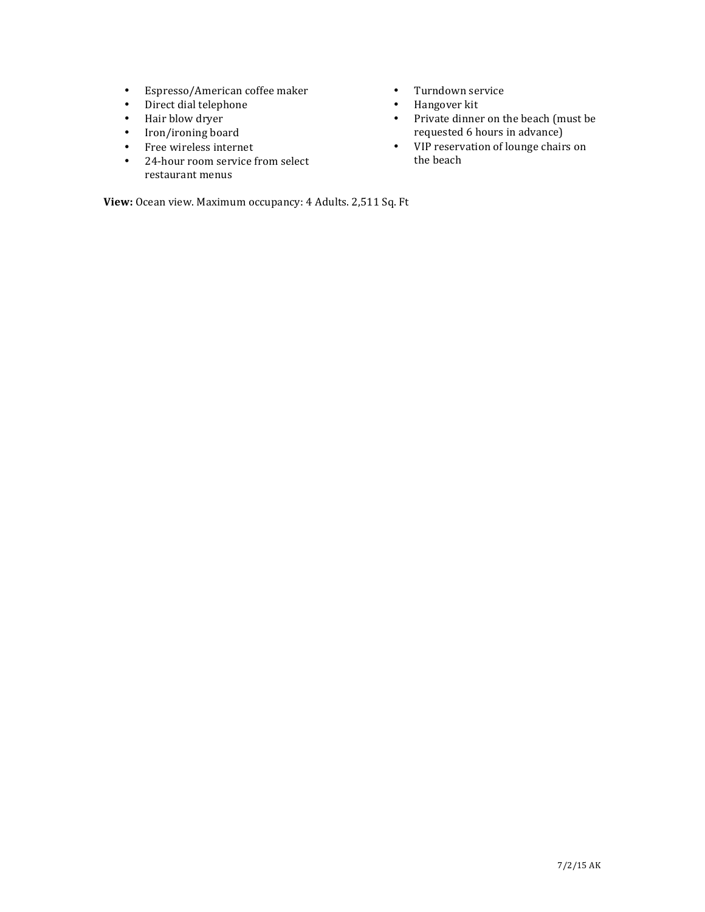- Espresso/American coffee maker
- Direct dial telephone
- Hair blow dryer
- Iron/ironing board
- Free wireless internet
- 24-hour room service from select restaurant menus
- Turndown service
- Hangover kit
- Private dinner on the beach (must be requested 6 hours in advance)
- VIP reservation of lounge chairs on the beach

**View:** Ocean view. Maximum occupancy: 4 Adults. 2,511 Sq. Ft

7/2/15 AK